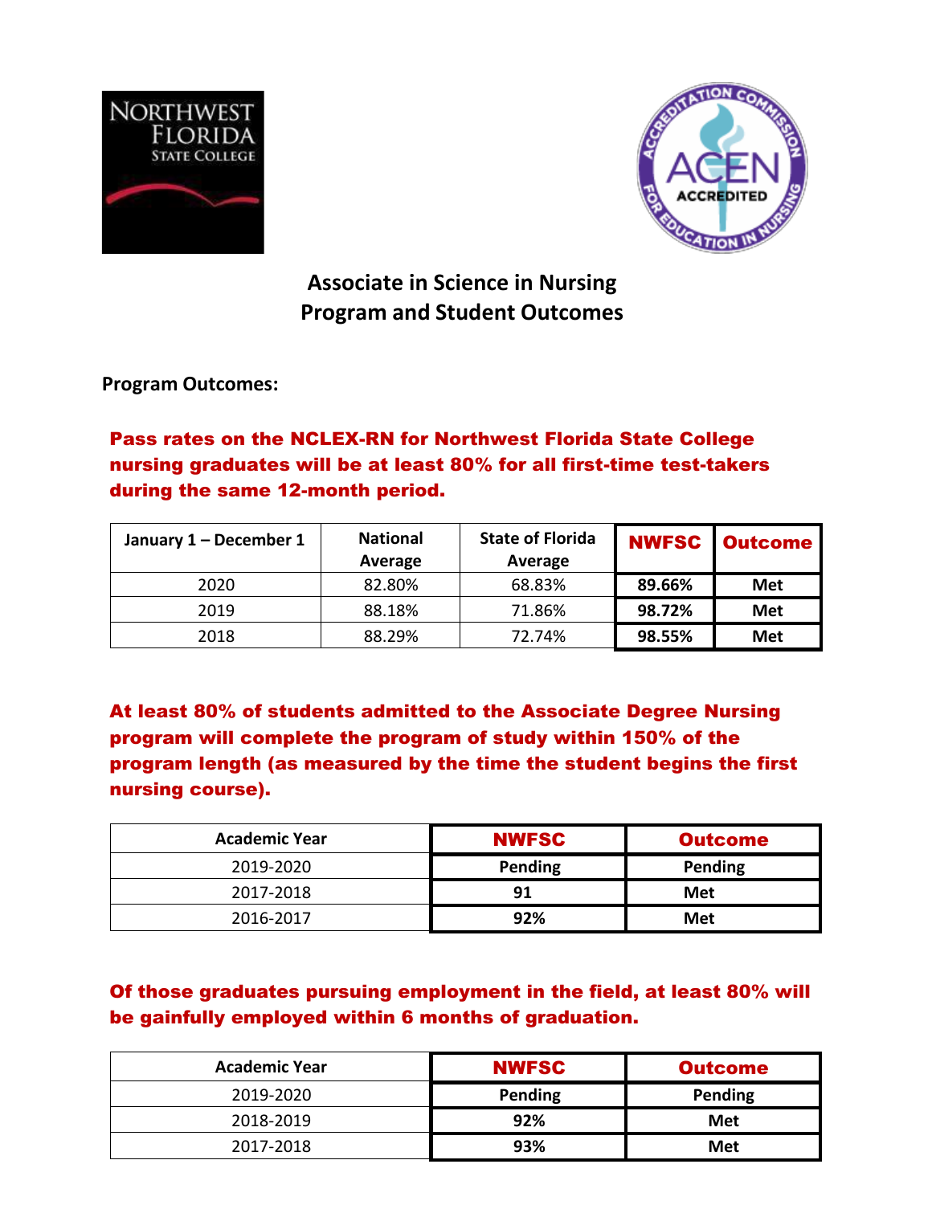# Associate in Science in Nursing
# Program and Student Outcomes

**Program Outcomes:**

**Pass rates on the NCLEX-RN for Northwest Florida State College nursing graduates will be at least 80% for all first-time test-takers during the same 12-month period.**

| January 1 – December 1 | National Average | State of Florida Average | NWFSC | Outcome |
|---|---|---|---|---|
| 2020 | 82.80% | 68.83% | **89.66%** | **Met** |
| 2019 | 88.18% | 71.86% | **98.72%** | **Met** |
| 2018 | 88.29% | 72.74% | **98.55%** | **Met** |

**At least 80% of students admitted to the Associate Degree Nursing program will complete the program of study within 150% of the program length (as measured by the time the student begins the first nursing course).**

| Academic Year | NWFSC | Outcome |
|---|---|---|
| 2019-2020 | **Pending** | **Pending** |
| 2017-2018 | **91** | **Met** |
| 2016-2017 | **92%** | **Met** |

**Of those graduates pursuing employment in the field, at least 80% will be gainfully employed within 6 months of graduation.**

| Academic Year | NWFSC | Outcome |
|---|---|---|
| 2019-2020 | **Pending** | **Pending** |
| 2018-2019 | **92%** | **Met** |
| 2017-2018 | **93%** | **Met** |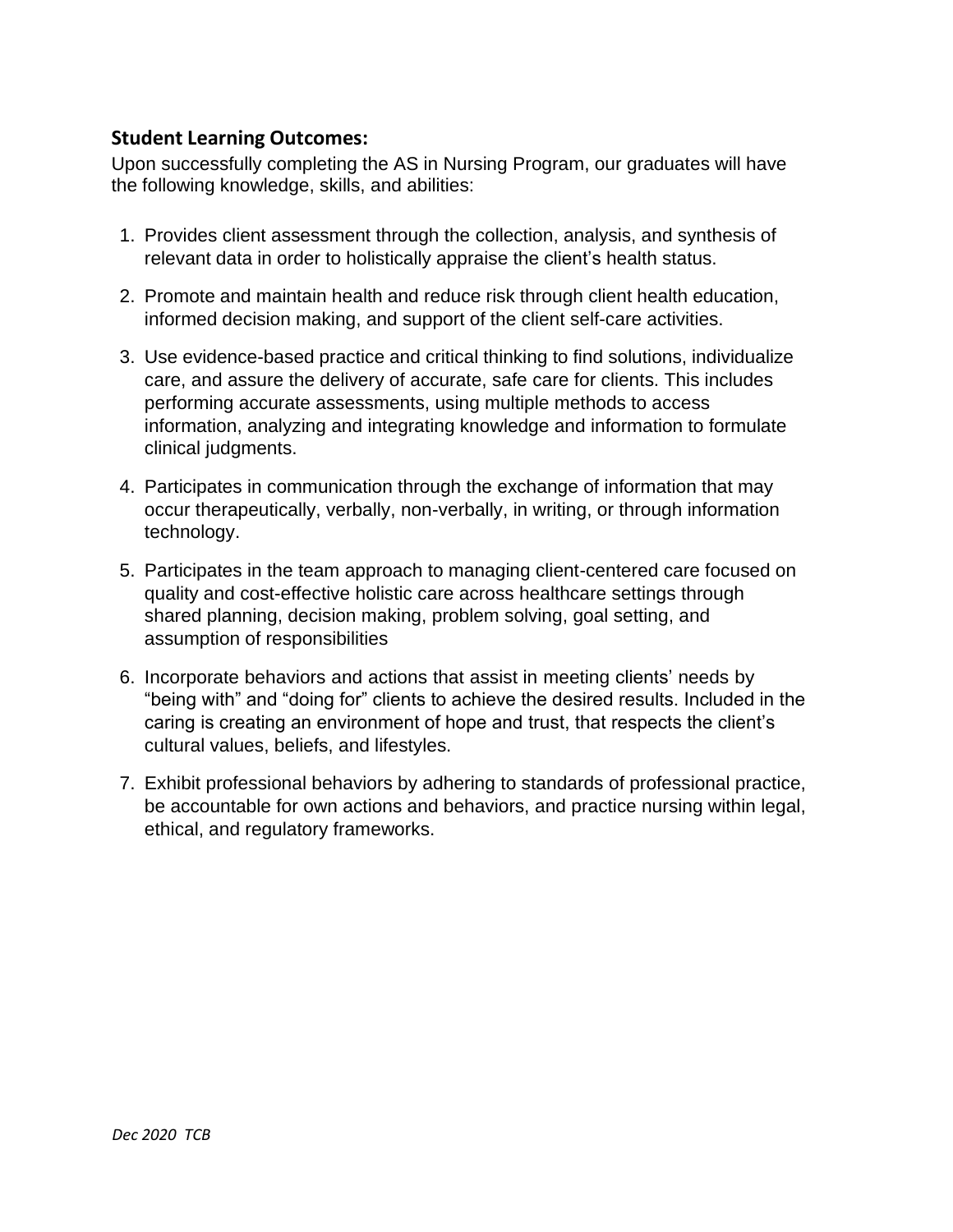### **Student Learning Outcomes:**

Upon successfully completing the AS in Nursing Program, our graduates will have the following knowledge, skills, and abilities:

1. Provides client assessment through the collection, analysis, and synthesis of relevant data in order to holistically appraise the client's health status.
2. Promote and maintain health and reduce risk through client health education, informed decision making, and support of the client self-care activities.
3. Use evidence-based practice and critical thinking to find solutions, individualize care, and assure the delivery of accurate, safe care for clients. This includes performing accurate assessments, using multiple methods to access information, analyzing and integrating knowledge and information to formulate clinical judgments.
4. Participates in communication through the exchange of information that may occur therapeutically, verbally, non-verbally, in writing, or through information technology.
5. Participates in the team approach to managing client-centered care focused on quality and cost-effective holistic care across healthcare settings through shared planning, decision making, problem solving, goal setting, and assumption of responsibilities
6. Incorporate behaviors and actions that assist in meeting clients' needs by "being with" and "doing for" clients to achieve the desired results. Included in the caring is creating an environment of hope and trust, that respects the client's cultural values, beliefs, and lifestyles.
7. Exhibit professional behaviors by adhering to standards of professional practice, be accountable for own actions and behaviors, and practice nursing within legal, ethical, and regulatory frameworks.

*Dec 2020 TCB*